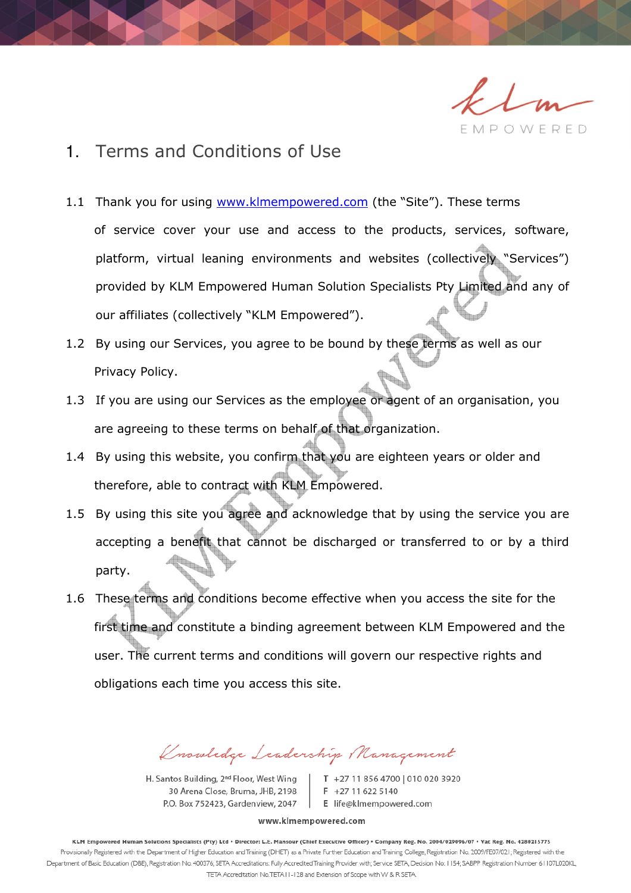# 1. Terms and Conditions of Use

1.1 Thank you for using www.klmempowered.com (the "Site"). These terms of service cover your use and access to the products, services, software, platform, virtual leaning environments and websites (collectively "Services") provided by KLM Empowered Human Solution Specialists Pty Limited and any of our affiliates (collectively "KLM Empowered").

1.2 By using our Services, you agree to be bound by these terms as well as our Privacy Policy.

1.3 If you are using our Services as the employee or agent of an organisation, you are agreeing to these terms on behalf of that organization.

1.4 By using this website, you confirm that you are eighteen years or older and therefore, able to contract with KLM Empowered.

1.5 By using this site you agree and acknowledge that by using the service you are accepting a benefit that cannot be discharged or transferred to or by a third party.

1.6 These terms and conditions become effective when you access the site for the first time and constitute a binding agreement between KLM Empowered and the user. The current terms and conditions will govern our respective rights and obligations each time you access this site.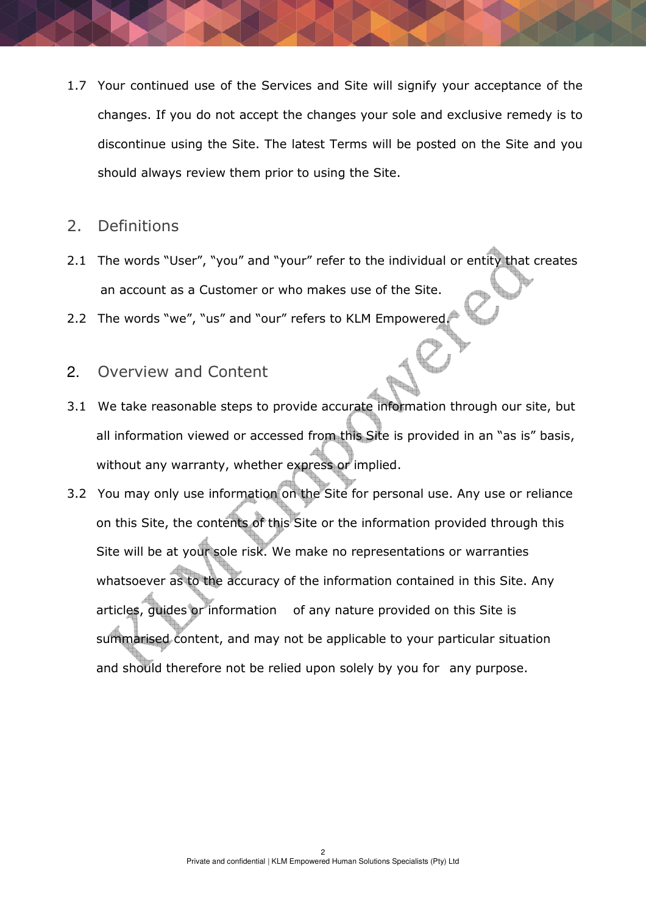1.7 Your continued use of the Services and Site will signify your acceptance of the changes. If you do not accept the changes your sole and exclusive remedy is to discontinue using the Site. The latest Terms will be posted on the Site and you should always review them prior to using the Site.

## 2. Definitions

2.1 The words "User", "you" and "your" refer to the individual or entity that creates an account as a Customer or who makes use of the Site.

2.2 The words "we", "us" and "our" refers to KLM Empowered.

## 2. Overview and Content

3.1 We take reasonable steps to provide accurate information through our site, but all information viewed or accessed from this Site is provided in an "as is" basis, without any warranty, whether express or implied.

3.2 You may only use information on the Site for personal use. Any use or reliance on this Site, the contents of this Site or the information provided through this Site will be at your sole risk. We make no representations or warranties whatsoever as to the accuracy of the information contained in this Site. Any articles, guides or information of any nature provided on this Site is summarised content, and may not be applicable to your particular situation and should therefore not be relied upon solely by you for any purpose.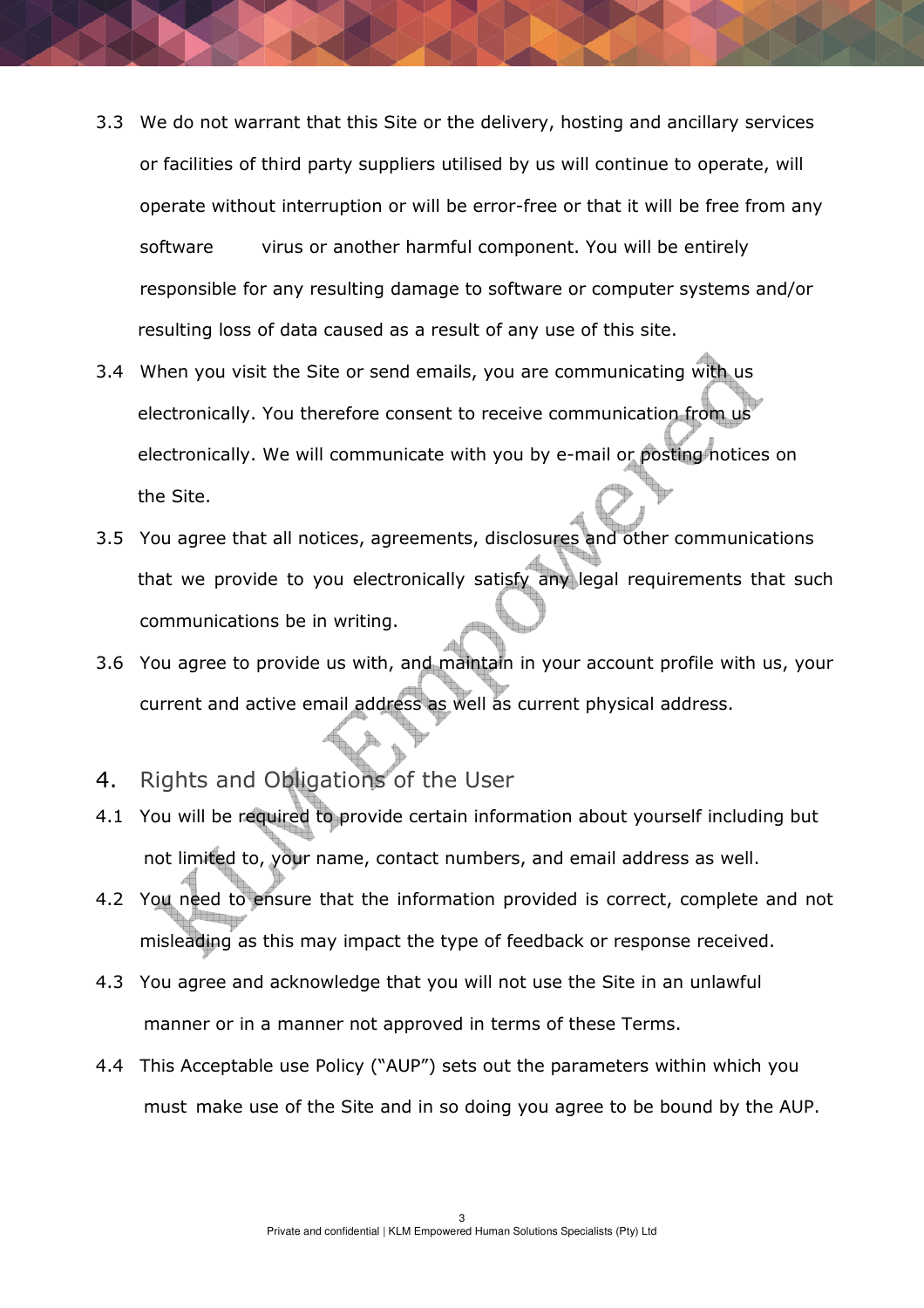3.3 We do not warrant that this Site or the delivery, hosting and ancillary services or facilities of third party suppliers utilised by us will continue to operate, will operate without interruption or will be error-free or that it will be free from any software virus or another harmful component. You will be entirely responsible for any resulting damage to software or computer systems and/or resulting loss of data caused as a result of any use of this site.

3.4 When you visit the Site or send emails, you are communicating with us electronically. You therefore consent to receive communication from us electronically. We will communicate with you by e-mail or posting notices on the Site.

3.5 You agree that all notices, agreements, disclosures and other communications that we provide to you electronically satisfy any legal requirements that such communications be in writing.

3.6 You agree to provide us with, and maintain in your account profile with us, your current and active email address as well as current physical address.

## 4. Rights and Obligations of the User

4.1 You will be required to provide certain information about yourself including but not limited to, your name, contact numbers, and email address as well.

4.2 You need to ensure that the information provided is correct, complete and not misleading as this may impact the type of feedback or response received.

4.3 You agree and acknowledge that you will not use the Site in an unlawful manner or in a manner not approved in terms of these Terms.

4.4 This Acceptable use Policy ("AUP") sets out the parameters within which you must make use of the Site and in so doing you agree to be bound by the AUP.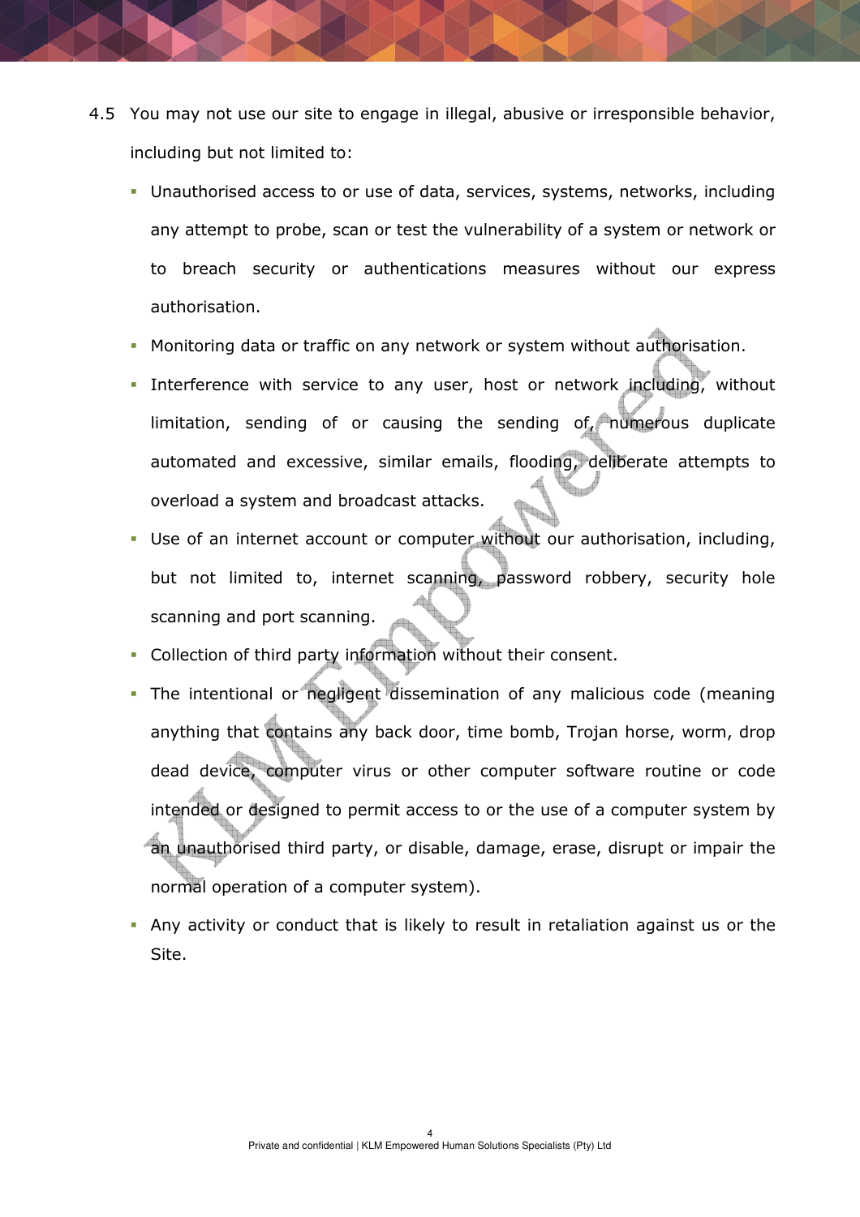4.5 You may not use our site to engage in illegal, abusive or irresponsible behavior, including but not limited to:

- Unauthorised access to or use of data, services, systems, networks, including any attempt to probe, scan or test the vulnerability of a system or network or to breach security or authentications measures without our express authorisation.
- Monitoring data or traffic on any network or system without authorisation.
- Interference with service to any user, host or network including, without limitation, sending of or causing the sending of, numerous duplicate automated and excessive, similar emails, flooding, deliberate attempts to overload a system and broadcast attacks.
- Use of an internet account or computer without our authorisation, including, but not limited to, internet scanning, password robbery, security hole scanning and port scanning.
- Collection of third party information without their consent.
- The intentional or negligent dissemination of any malicious code (meaning anything that contains any back door, time bomb, Trojan horse, worm, drop dead device, computer virus or other computer software routine or code intended or designed to permit access to or the use of a computer system by an unauthorised third party, or disable, damage, erase, disrupt or impair the normal operation of a computer system).
- Any activity or conduct that is likely to result in retaliation against us or the Site.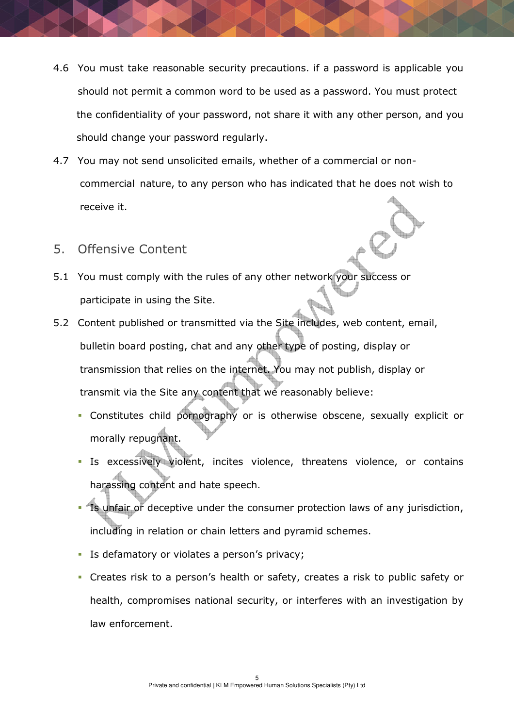4.6 You must take reasonable security precautions. if a password is applicable you should not permit a common word to be used as a password. You must protect the confidentiality of your password, not share it with any other person, and you should change your password regularly.

4.7 You may not send unsolicited emails, whether of a commercial or non-commercial nature, to any person who has indicated that he does not wish to receive it.

## 5. Offensive Content

5.1 You must comply with the rules of any other network your success or participate in using the Site.

5.2 Content published or transmitted via the Site includes, web content, email, bulletin board posting, chat and any other type of posting, display or transmission that relies on the internet. You may not publish, display or transmit via the Site any content that we reasonably believe:

- Constitutes child pornography or is otherwise obscene, sexually explicit or morally repugnant.
- Is excessively violent, incites violence, threatens violence, or contains harassing content and hate speech.
- Is unfair or deceptive under the consumer protection laws of any jurisdiction, including in relation or chain letters and pyramid schemes.
- Is defamatory or violates a person's privacy;
- Creates risk to a person's health or safety, creates a risk to public safety or health, compromises national security, or interferes with an investigation by law enforcement.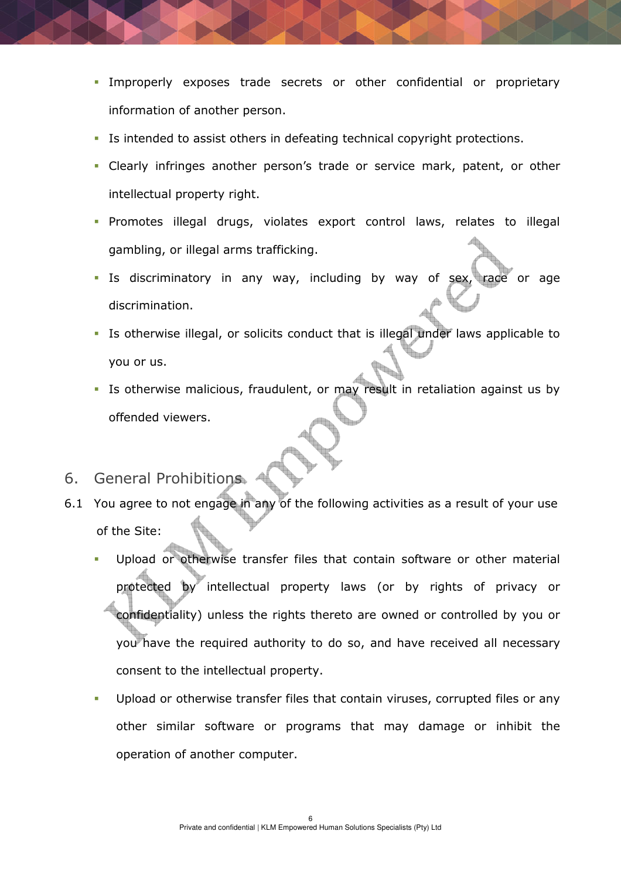- Improperly exposes trade secrets or other confidential or proprietary information of another person.
- Is intended to assist others in defeating technical copyright protections.
- Clearly infringes another person's trade or service mark, patent, or other intellectual property right.
- Promotes illegal drugs, violates export control laws, relates to illegal gambling, or illegal arms trafficking.
- Is discriminatory in any way, including by way of sex, race or age discrimination.
- Is otherwise illegal, or solicits conduct that is illegal under laws applicable to you or us.
- Is otherwise malicious, fraudulent, or may result in retaliation against us by offended viewers.

## 6. General Prohibitions

6.1 You agree to not engage in any of the following activities as a result of your use of the Site:

- Upload or otherwise transfer files that contain software or other material protected by intellectual property laws (or by rights of privacy or confidentiality) unless the rights thereto are owned or controlled by you or you have the required authority to do so, and have received all necessary consent to the intellectual property.
- Upload or otherwise transfer files that contain viruses, corrupted files or any other similar software or programs that may damage or inhibit the operation of another computer.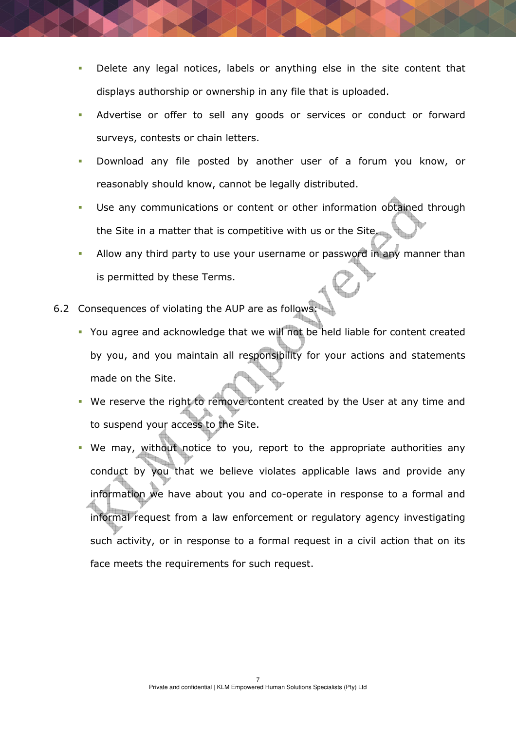- Delete any legal notices, labels or anything else in the site content that displays authorship or ownership in any file that is uploaded.
- Advertise or offer to sell any goods or services or conduct or forward surveys, contests or chain letters.
- Download any file posted by another user of a forum you know, or reasonably should know, cannot be legally distributed.
- Use any communications or content or other information obtained through the Site in a matter that is competitive with us or the Site.
- Allow any third party to use your username or password in any manner than is permitted by these Terms.

6.2 Consequences of violating the AUP are as follows:

- You agree and acknowledge that we will not be held liable for content created by you, and you maintain all responsibility for your actions and statements made on the Site.
- We reserve the right to remove content created by the User at any time and to suspend your access to the Site.
- We may, without notice to you, report to the appropriate authorities any conduct by you that we believe violates applicable laws and provide any information we have about you and co-operate in response to a formal and informal request from a law enforcement or regulatory agency investigating such activity, or in response to a formal request in a civil action that on its face meets the requirements for such request.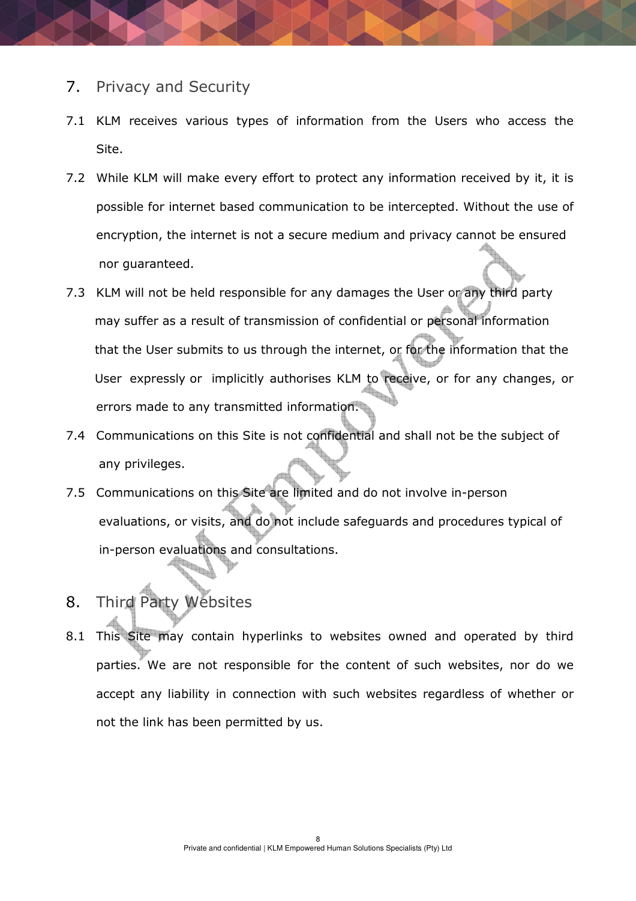## 7. Privacy and Security

7.1 KLM receives various types of information from the Users who access the Site.

7.2 While KLM will make every effort to protect any information received by it, it is possible for internet based communication to be intercepted. Without the use of encryption, the internet is not a secure medium and privacy cannot be ensured nor guaranteed.

7.3 KLM will not be held responsible for any damages the User or any third party may suffer as a result of transmission of confidential or personal information that the User submits to us through the internet, or for the information that the User expressly or implicitly authorises KLM to receive, or for any changes, or errors made to any transmitted information.

7.4 Communications on this Site is not confidential and shall not be the subject of any privileges.

7.5 Communications on this Site are limited and do not involve in-person evaluations, or visits, and do not include safeguards and procedures typical of in-person evaluations and consultations.

## 8. Third Party Websites

8.1 This Site may contain hyperlinks to websites owned and operated by third parties. We are not responsible for the content of such websites, nor do we accept any liability in connection with such websites regardless of whether or not the link has been permitted by us.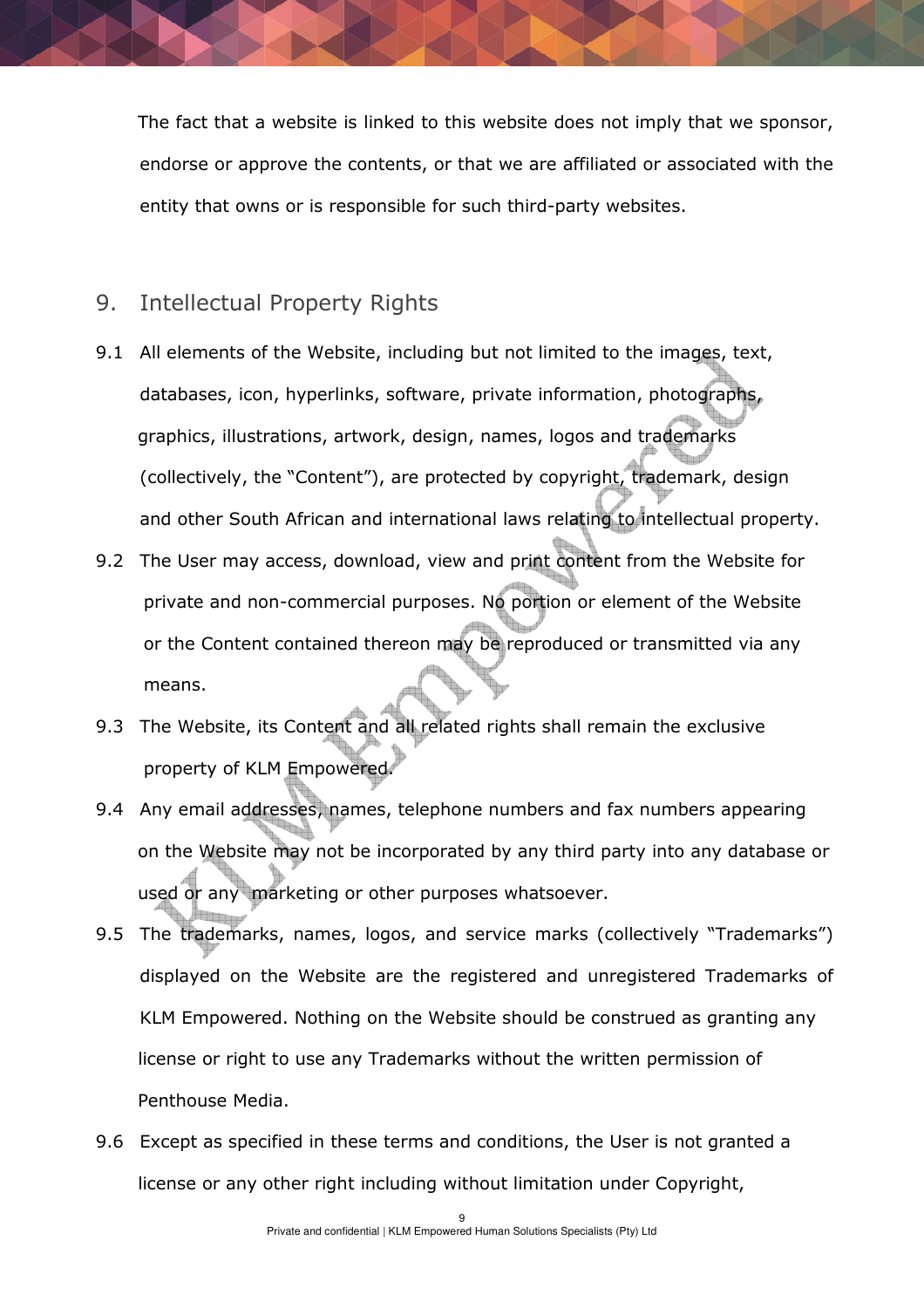The fact that a website is linked to this website does not imply that we sponsor, endorse or approve the contents, or that we are affiliated or associated with the entity that owns or is responsible for such third-party websites.

## 9. Intellectual Property Rights

9.1 All elements of the Website, including but not limited to the images, text, databases, icon, hyperlinks, software, private information, photographs, graphics, illustrations, artwork, design, names, logos and trademarks (collectively, the "Content"), are protected by copyright, trademark, design and other South African and international laws relating to intellectual property.

9.2 The User may access, download, view and print content from the Website for private and non-commercial purposes. No portion or element of the Website or the Content contained thereon may be reproduced or transmitted via any means.

9.3 The Website, its Content and all related rights shall remain the exclusive property of KLM Empowered.

9.4 Any email addresses, names, telephone numbers and fax numbers appearing on the Website may not be incorporated by any third party into any database or used or any  marketing or other purposes whatsoever.

9.5 The trademarks, names, logos, and service marks (collectively "Trademarks") displayed on the Website are the registered and unregistered Trademarks of KLM Empowered. Nothing on the Website should be construed as granting any license or right to use any Trademarks without the written permission of Penthouse Media.

9.6 Except as specified in these terms and conditions, the User is not granted a license or any other right including without limitation under Copyright,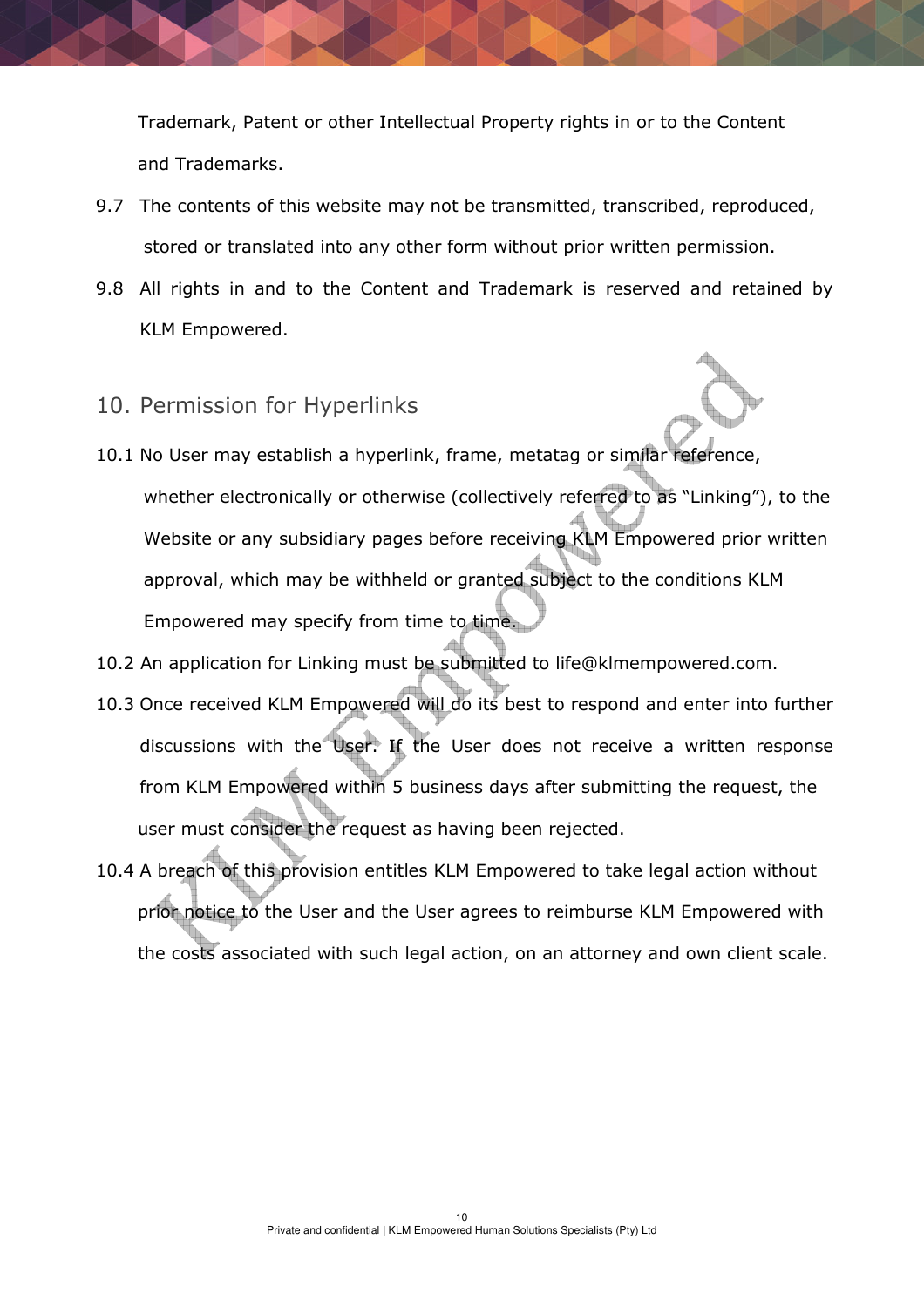Trademark, Patent or other Intellectual Property rights in or to the Content and Trademarks.

9.7 The contents of this website may not be transmitted, transcribed, reproduced, stored or translated into any other form without prior written permission.

9.8 All rights in and to the Content and Trademark is reserved and retained by KLM Empowered.

## 10. Permission for Hyperlinks

10.1 No User may establish a hyperlink, frame, metatag or similar reference, whether electronically or otherwise (collectively referred to as "Linking"), to the Website or any subsidiary pages before receiving KLM Empowered prior written approval, which may be withheld or granted subject to the conditions KLM Empowered may specify from time to time.

10.2 An application for Linking must be submitted to life@klmempowered.com.

10.3 Once received KLM Empowered will do its best to respond and enter into further discussions with the User. If the User does not receive a written response from KLM Empowered within 5 business days after submitting the request, the user must consider the request as having been rejected.

10.4 A breach of this provision entitles KLM Empowered to take legal action without prior notice to the User and the User agrees to reimburse KLM Empowered with the costs associated with such legal action, on an attorney and own client scale.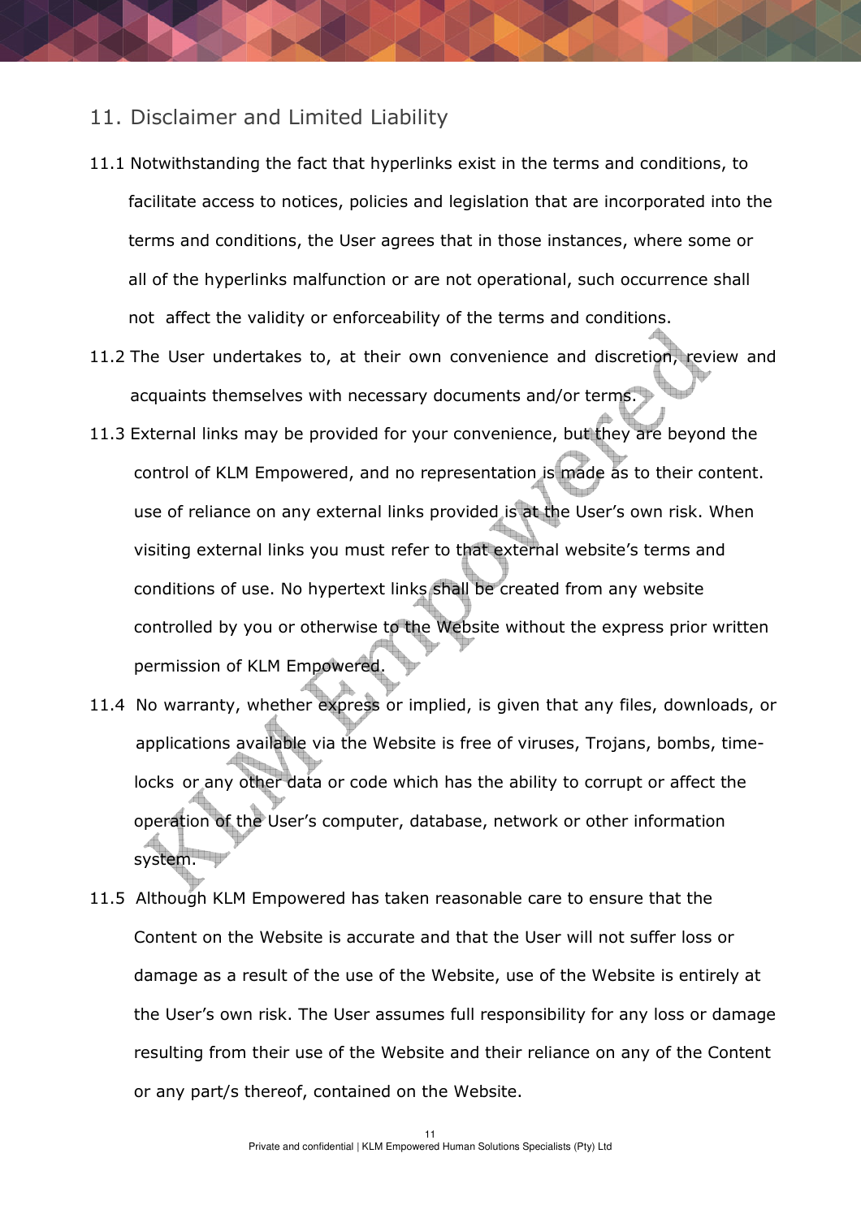## 11. Disclaimer and Limited Liability

11.1 Notwithstanding the fact that hyperlinks exist in the terms and conditions, to facilitate access to notices, policies and legislation that are incorporated into the terms and conditions, the User agrees that in those instances, where some or all of the hyperlinks malfunction or are not operational, such occurrence shall not affect the validity or enforceability of the terms and conditions.

11.2 The User undertakes to, at their own convenience and discretion, review and acquaints themselves with necessary documents and/or terms.

11.3 External links may be provided for your convenience, but they are beyond the control of KLM Empowered, and no representation is made as to their content. use of reliance on any external links provided is at the User's own risk. When visiting external links you must refer to that external website's terms and conditions of use. No hypertext links shall be created from any website controlled by you or otherwise to the Website without the express prior written permission of KLM Empowered.

11.4 No warranty, whether express or implied, is given that any files, downloads, or applications available via the Website is free of viruses, Trojans, bombs, time-locks or any other data or code which has the ability to corrupt or affect the operation of the User's computer, database, network or other information system.

11.5 Although KLM Empowered has taken reasonable care to ensure that the Content on the Website is accurate and that the User will not suffer loss or damage as a result of the use of the Website, use of the Website is entirely at the User's own risk. The User assumes full responsibility for any loss or damage resulting from their use of the Website and their reliance on any of the Content or any part/s thereof, contained on the Website.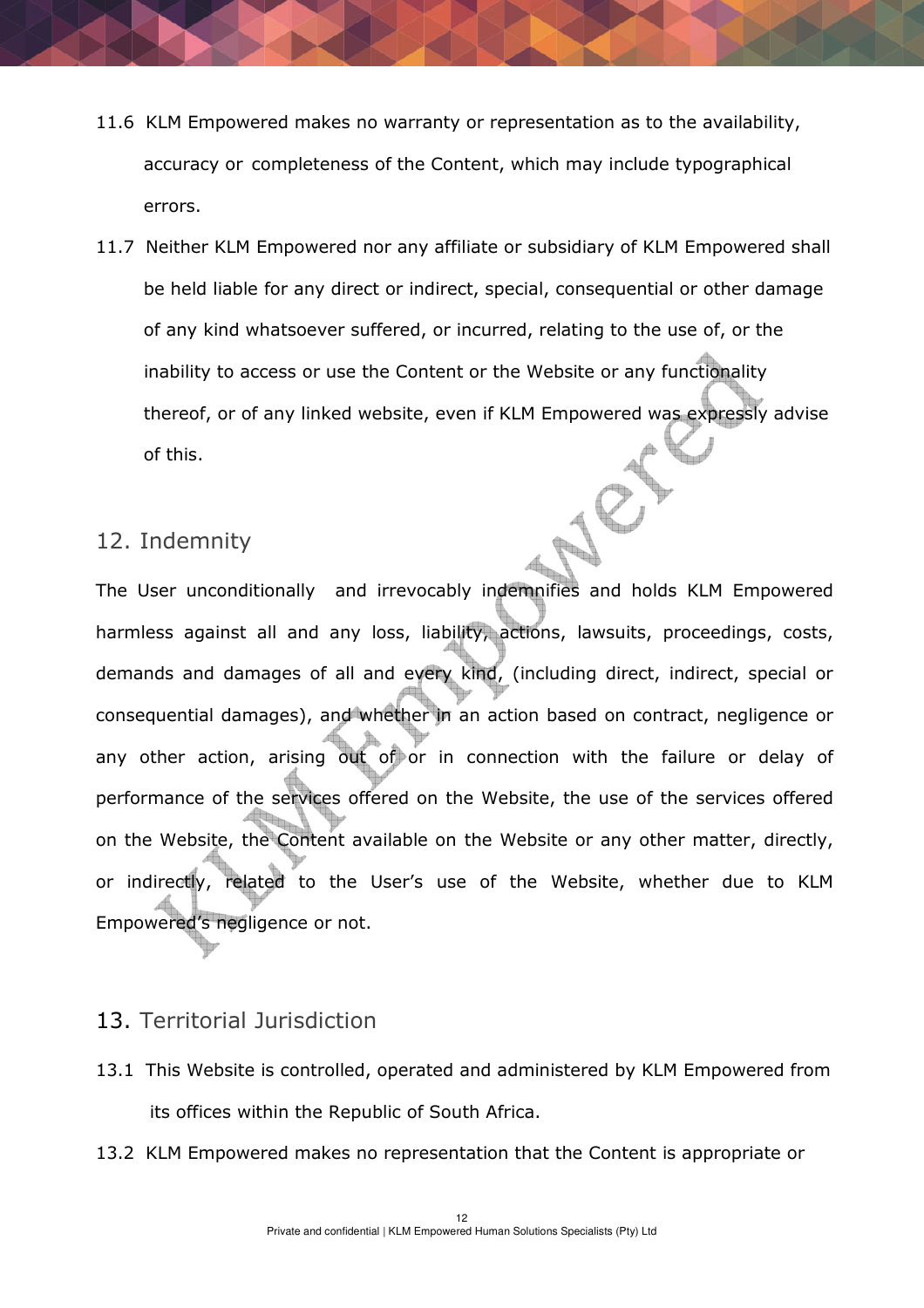11.6 KLM Empowered makes no warranty or representation as to the availability, accuracy or completeness of the Content, which may include typographical errors.

11.7 Neither KLM Empowered nor any affiliate or subsidiary of KLM Empowered shall be held liable for any direct or indirect, special, consequential or other damage of any kind whatsoever suffered, or incurred, relating to the use of, or the inability to access or use the Content or the Website or any functionality thereof, or of any linked website, even if KLM Empowered was expressly advise of this.

## 12. Indemnity

The User unconditionally and irrevocably indemnifies and holds KLM Empowered harmless against all and any loss, liability, actions, lawsuits, proceedings, costs, demands and damages of all and every kind, (including direct, indirect, special or consequential damages), and whether in an action based on contract, negligence or any other action, arising out of or in connection with the failure or delay of performance of the services offered on the Website, the use of the services offered on the Website, the Content available on the Website or any other matter, directly, or indirectly, related to the User's use of the Website, whether due to KLM Empowered's negligence or not.

## 13. Territorial Jurisdiction

13.1 This Website is controlled, operated and administered by KLM Empowered from its offices within the Republic of South Africa.

13.2 KLM Empowered makes no representation that the Content is appropriate or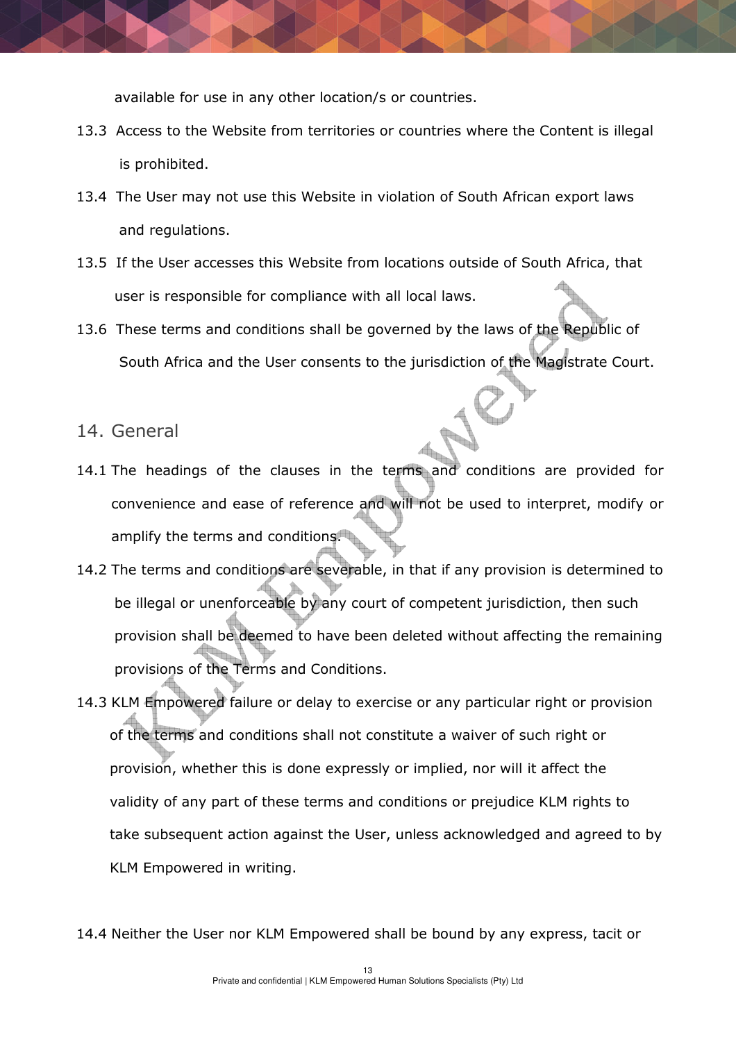available for use in any other location/s or countries.

13.3 Access to the Website from territories or countries where the Content is illegal is prohibited.

13.4 The User may not use this Website in violation of South African export laws and regulations.

13.5 If the User accesses this Website from locations outside of South Africa, that user is responsible for compliance with all local laws.

13.6 These terms and conditions shall be governed by the laws of the Republic of South Africa and the User consents to the jurisdiction of the Magistrate Court.

## 14. General

14.1 The headings of the clauses in the terms and conditions are provided for convenience and ease of reference and will not be used to interpret, modify or amplify the terms and conditions.

14.2 The terms and conditions are severable, in that if any provision is determined to be illegal or unenforceable by any court of competent jurisdiction, then such provision shall be deemed to have been deleted without affecting the remaining provisions of the Terms and Conditions.

14.3 KLM Empowered failure or delay to exercise or any particular right or provision of the terms and conditions shall not constitute a waiver of such right or provision, whether this is done expressly or implied, nor will it affect the validity of any part of these terms and conditions or prejudice KLM rights to take subsequent action against the User, unless acknowledged and agreed to by KLM Empowered in writing.

14.4 Neither the User nor KLM Empowered shall be bound by any express, tacit or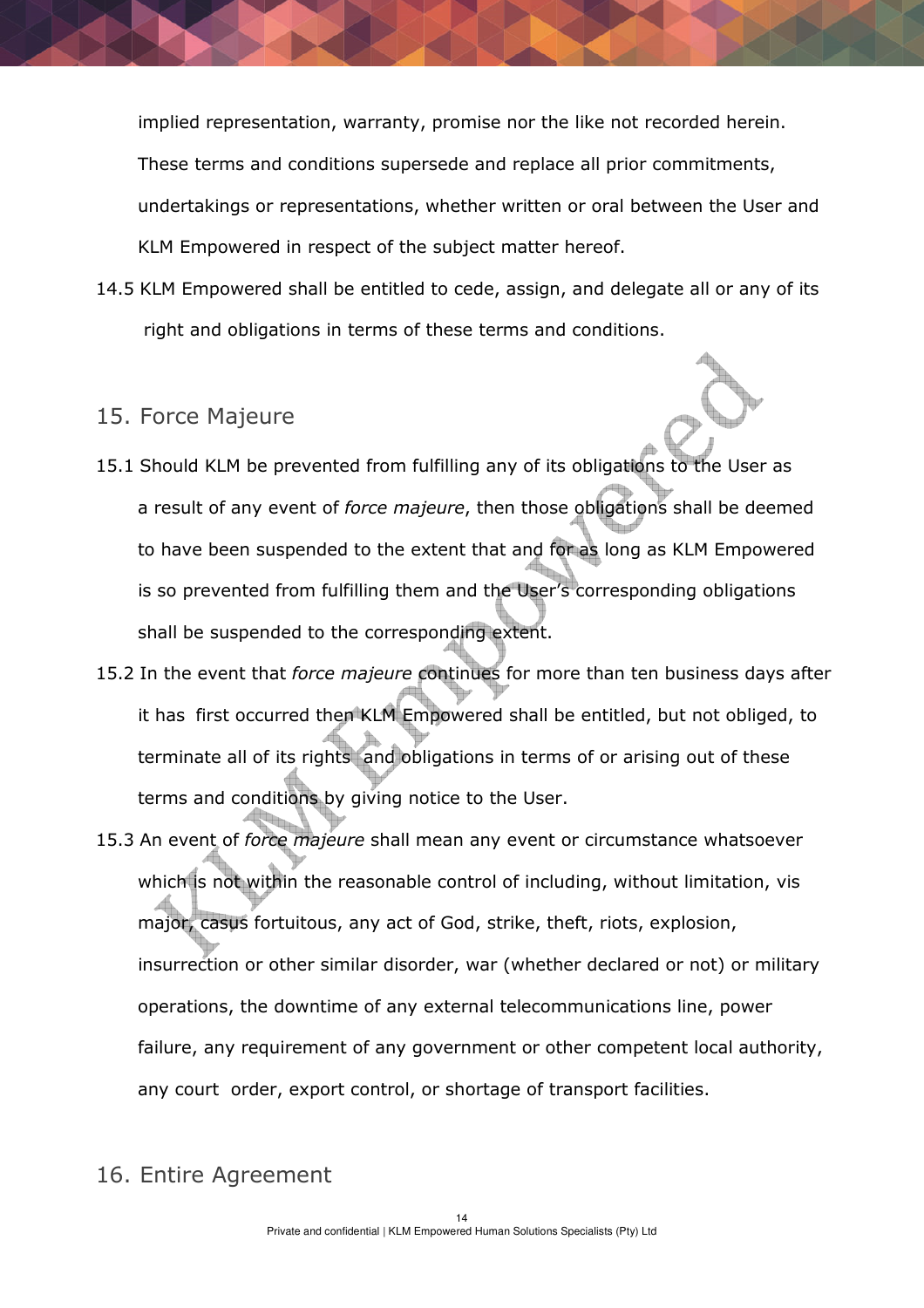implied representation, warranty, promise nor the like not recorded herein. These terms and conditions supersede and replace all prior commitments, undertakings or representations, whether written or oral between the User and KLM Empowered in respect of the subject matter hereof.

14.5 KLM Empowered shall be entitled to cede, assign, and delegate all or any of its right and obligations in terms of these terms and conditions.

## 15. Force Majeure

15.1 Should KLM be prevented from fulfilling any of its obligations to the User as a result of any event of *force majeure*, then those obligations shall be deemed to have been suspended to the extent that and for as long as KLM Empowered is so prevented from fulfilling them and the User's corresponding obligations shall be suspended to the corresponding extent.

15.2 In the event that *force majeure* continues for more than ten business days after it has first occurred then KLM Empowered shall be entitled, but not obliged, to terminate all of its rights and obligations in terms of or arising out of these terms and conditions by giving notice to the User.

15.3 An event of *force majeure* shall mean any event or circumstance whatsoever which is not within the reasonable control of including, without limitation, vis major, casus fortuitous, any act of God, strike, theft, riots, explosion, insurrection or other similar disorder, war (whether declared or not) or military operations, the downtime of any external telecommunications line, power failure, any requirement of any government or other competent local authority, any court order, export control, or shortage of transport facilities.

## 16. Entire Agreement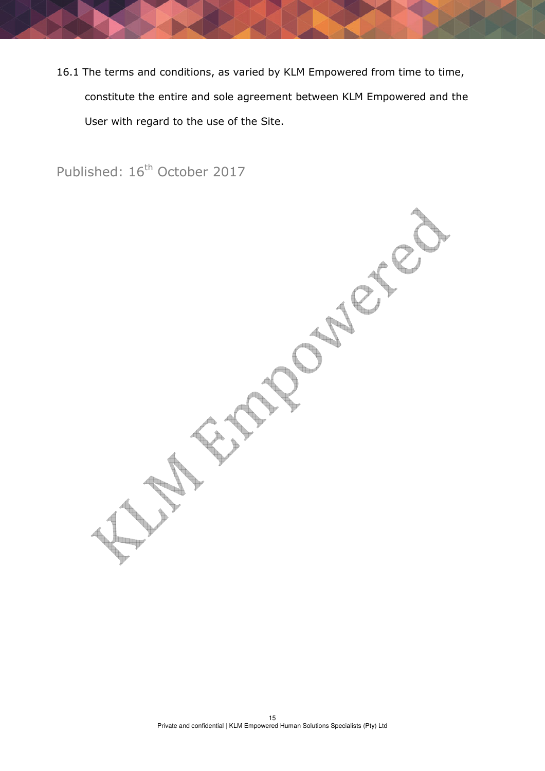16.1 The terms and conditions, as varied by KLM Empowered from time to time, constitute the entire and sole agreement between KLM Empowered and the User with regard to the use of the Site.

Published: 16th October 2017